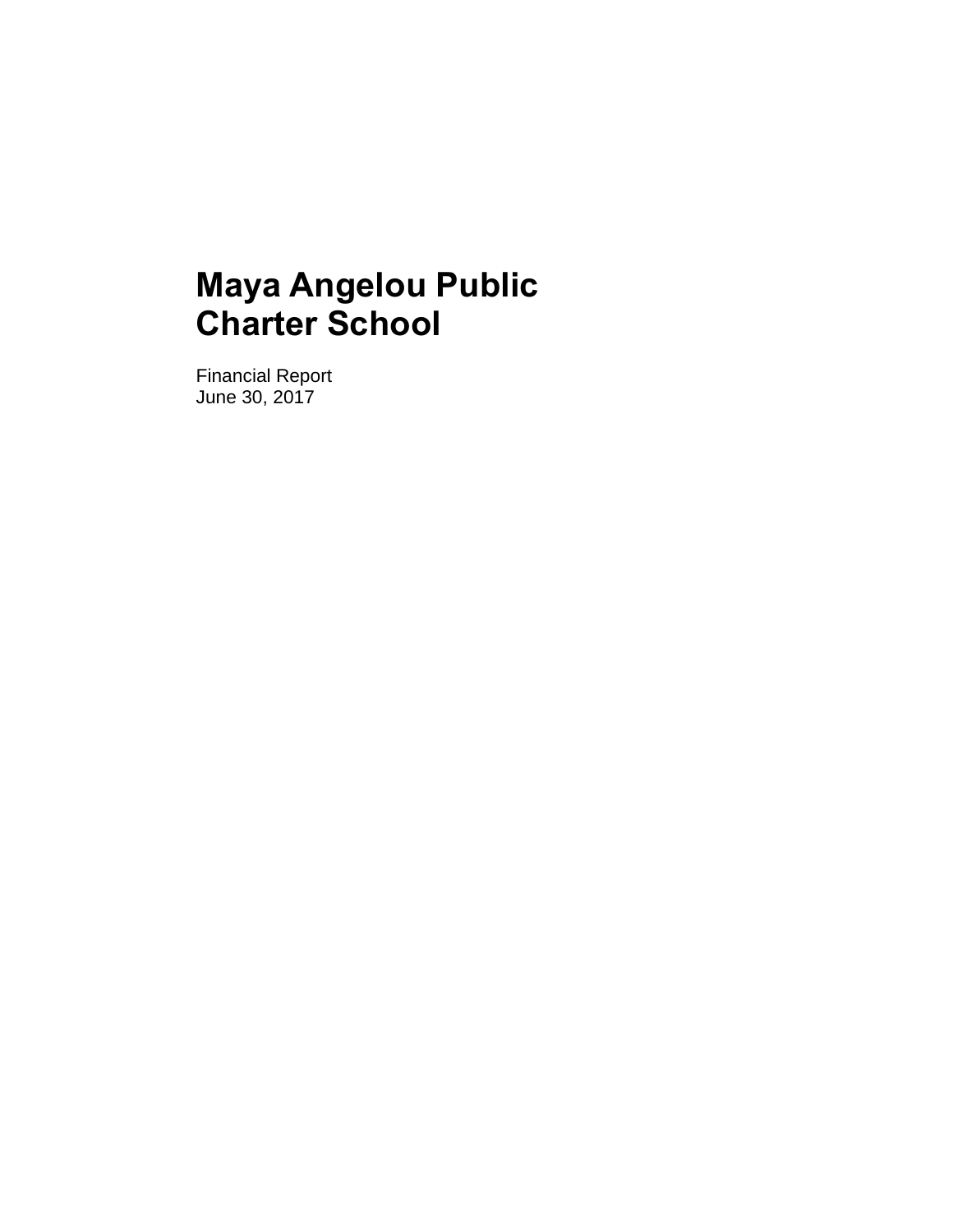# Maya Angelou Public Charter School

Financial Report
June 30, 2017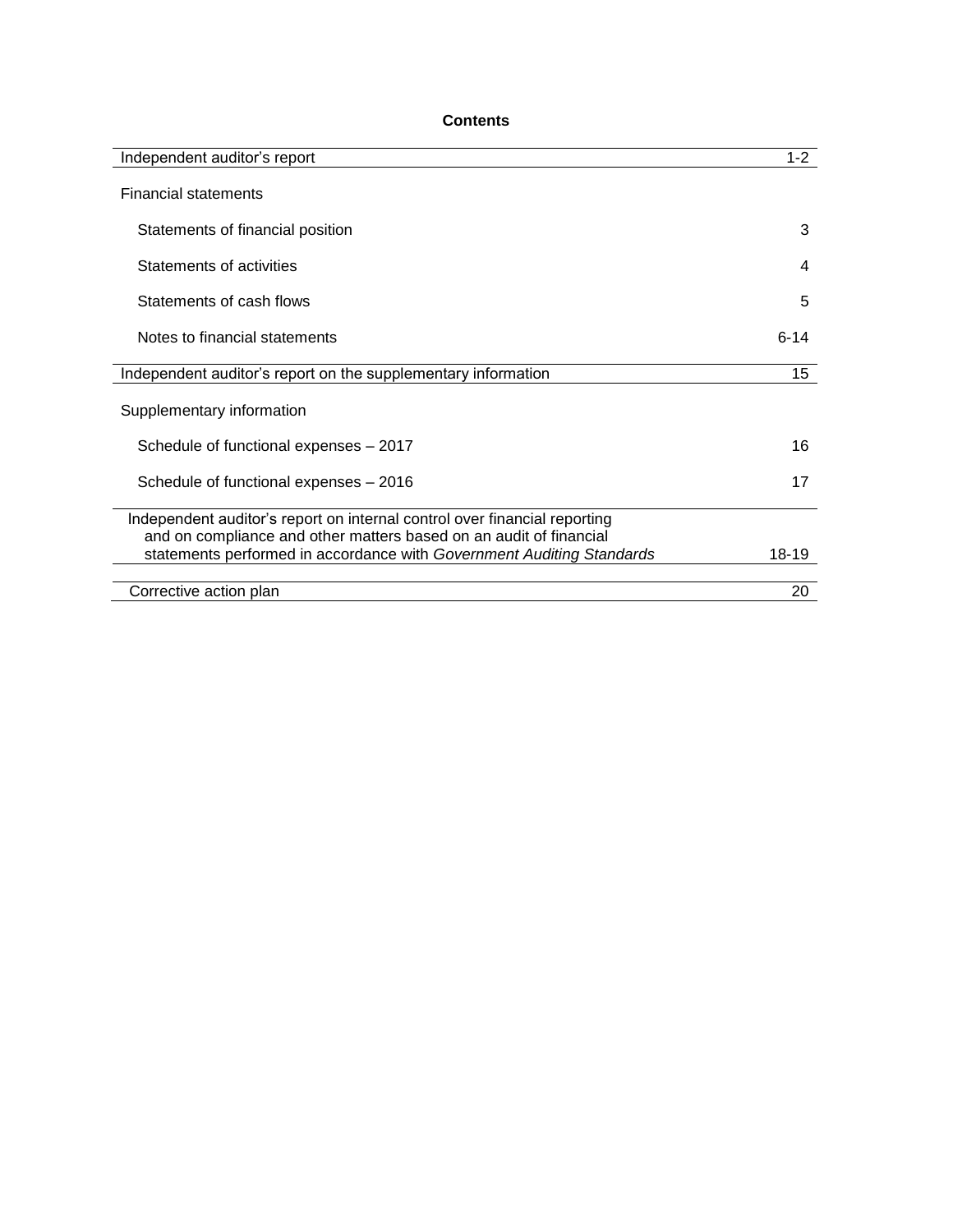# Contents

| | |
|---|---|
| Independent auditor's report | 1-2 |
| Financial statements | |
| Statements of financial position | 3 |
| Statements of activities | 4 |
| Statements of cash flows | 5 |
| Notes to financial statements | 6-14 |
| Independent auditor's report on the supplementary information | 15 |
| Supplementary information | |
| Schedule of functional expenses – 2017 | 16 |
| Schedule of functional expenses – 2016 | 17 |
| Independent auditor's report on internal control over financial reporting and on compliance and other matters based on an audit of financial statements performed in accordance with *Government Auditing Standards* | 18-19 |
| Corrective action plan | 20 |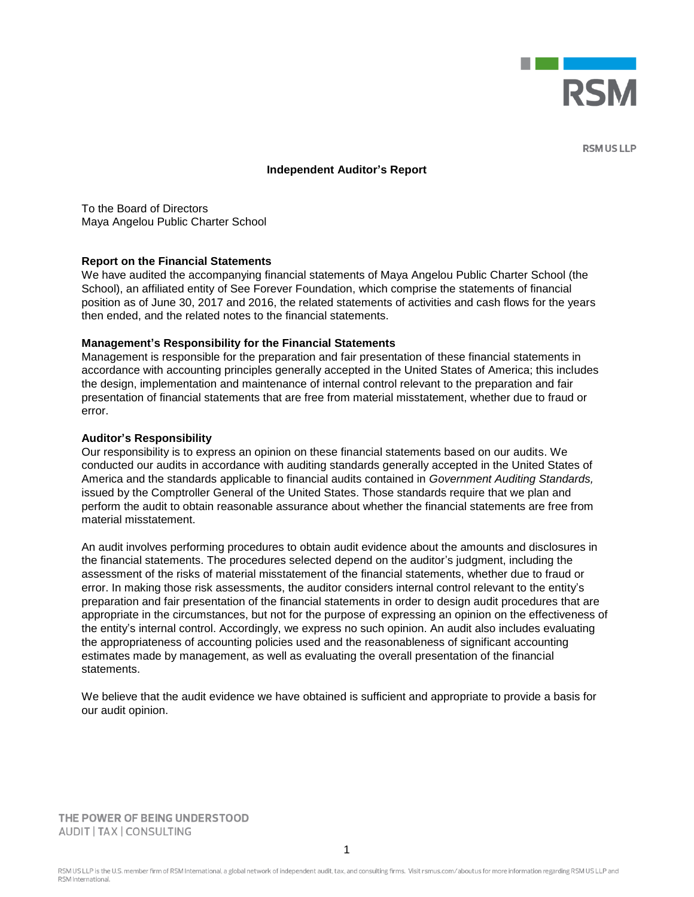RSM US LLP

## Independent Auditor's Report

To the Board of Directors
Maya Angelou Public Charter School

### Report on the Financial Statements

We have audited the accompanying financial statements of Maya Angelou Public Charter School (the School), an affiliated entity of See Forever Foundation, which comprise the statements of financial position as of June 30, 2017 and 2016, the related statements of activities and cash flows for the years then ended, and the related notes to the financial statements.

### Management's Responsibility for the Financial Statements

Management is responsible for the preparation and fair presentation of these financial statements in accordance with accounting principles generally accepted in the United States of America; this includes the design, implementation and maintenance of internal control relevant to the preparation and fair presentation of financial statements that are free from material misstatement, whether due to fraud or error.

### Auditor's Responsibility

Our responsibility is to express an opinion on these financial statements based on our audits. We conducted our audits in accordance with auditing standards generally accepted in the United States of America and the standards applicable to financial audits contained in *Government Auditing Standards,* issued by the Comptroller General of the United States. Those standards require that we plan and perform the audit to obtain reasonable assurance about whether the financial statements are free from material misstatement.

An audit involves performing procedures to obtain audit evidence about the amounts and disclosures in the financial statements. The procedures selected depend on the auditor's judgment, including the assessment of the risks of material misstatement of the financial statements, whether due to fraud or error. In making those risk assessments, the auditor considers internal control relevant to the entity's preparation and fair presentation of the financial statements in order to design audit procedures that are appropriate in the circumstances, but not for the purpose of expressing an opinion on the effectiveness of the entity's internal control. Accordingly, we express no such opinion. An audit also includes evaluating the appropriateness of accounting policies used and the reasonableness of significant accounting estimates made by management, as well as evaluating the overall presentation of the financial statements.

We believe that the audit evidence we have obtained is sufficient and appropriate to provide a basis for our audit opinion.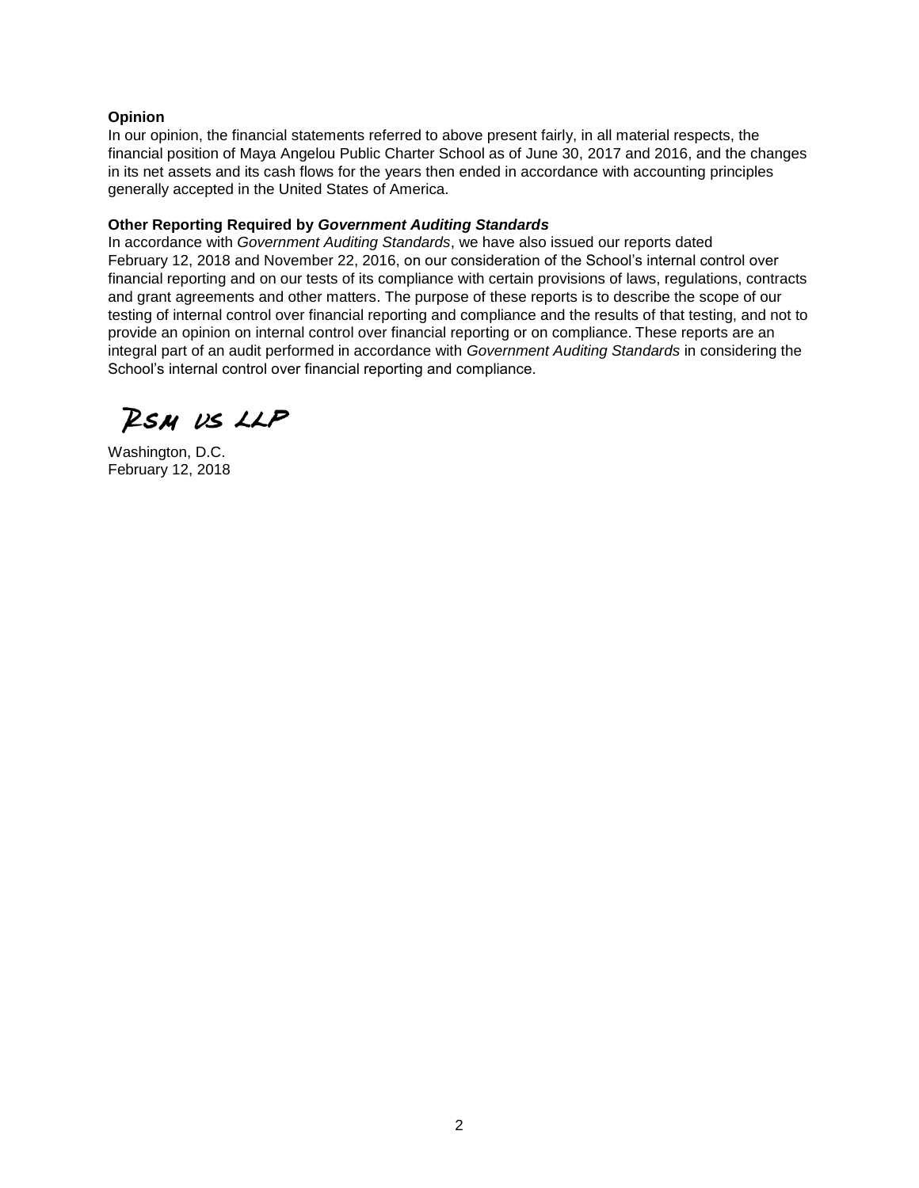**Opinion**

In our opinion, the financial statements referred to above present fairly, in all material respects, the financial position of Maya Angelou Public Charter School as of June 30, 2017 and 2016, and the changes in its net assets and its cash flows for the years then ended in accordance with accounting principles generally accepted in the United States of America.

**Other Reporting Required by *Government Auditing Standards***

In accordance with *Government Auditing Standards*, we have also issued our reports dated February 12, 2018 and November 22, 2016, on our consideration of the School's internal control over financial reporting and on our tests of its compliance with certain provisions of laws, regulations, contracts and grant agreements and other matters. The purpose of these reports is to describe the scope of our testing of internal control over financial reporting and compliance and the results of that testing, and not to provide an opinion on internal control over financial reporting or on compliance. These reports are an integral part of an audit performed in accordance with *Government Auditing Standards* in considering the School's internal control over financial reporting and compliance.

RSM US LLP

Washington, D.C.
February 12, 2018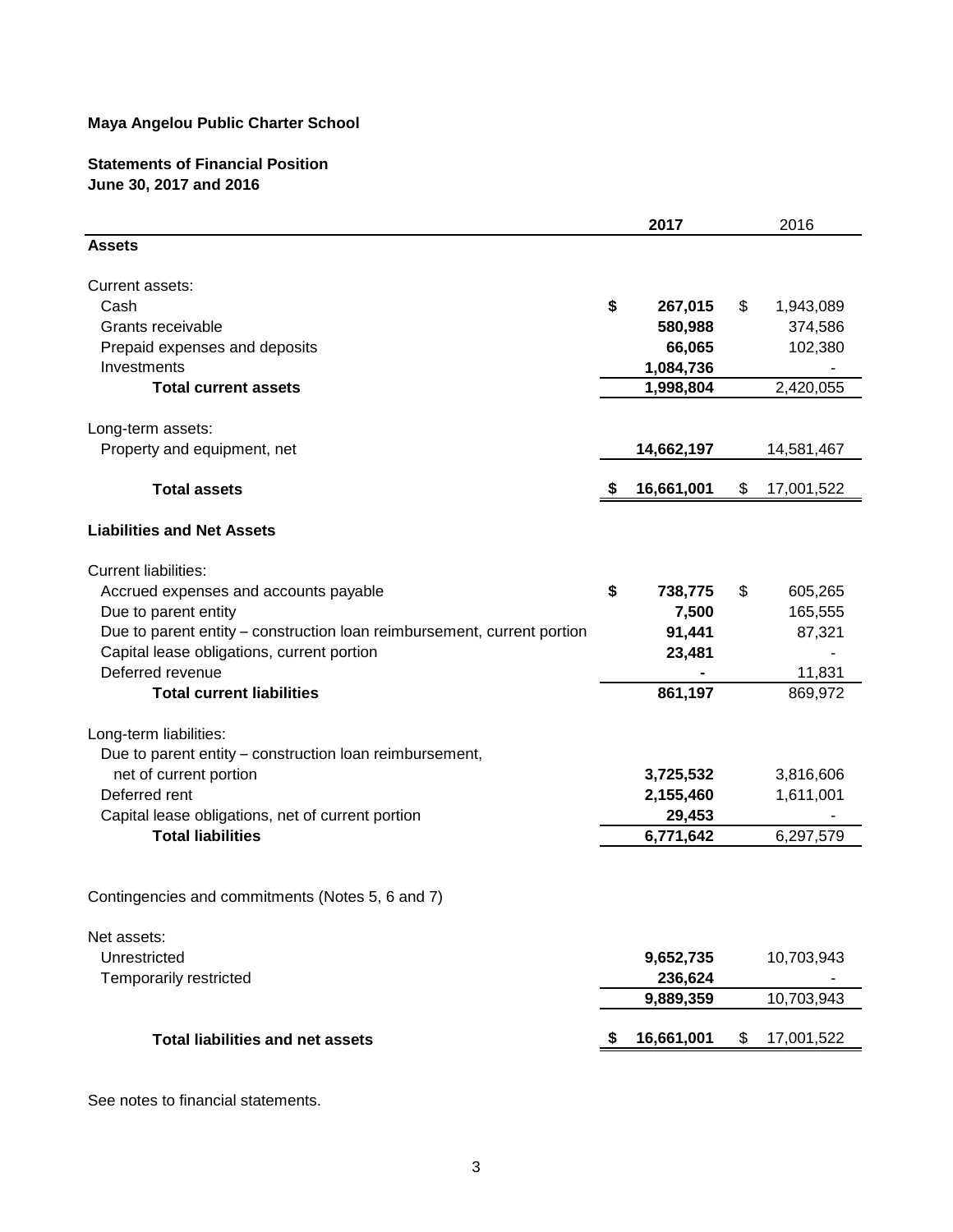**Maya Angelou Public Charter School**

**Statements of Financial Position**
**June 30, 2017 and 2016**

| | 2017 | 2016 |
|---|---|---|
| **Assets** | | |
| Current assets: | | |
| Cash | **$ 267,015** | $ 1,943,089 |
| Grants receivable | **580,988** | 374,586 |
| Prepaid expenses and deposits | **66,065** | 102,380 |
| Investments | **1,084,736** | - |
| **Total current assets** | **1,998,804** | 2,420,055 |
| Long-term assets: | | |
| Property and equipment, net | **14,662,197** | 14,581,467 |
| **Total assets** | **$ 16,661,001** | $ 17,001,522 |
| **Liabilities and Net Assets** | | |
| Current liabilities: | | |
| Accrued expenses and accounts payable | **$ 738,775** | $ 605,265 |
| Due to parent entity | **7,500** | 165,555 |
| Due to parent entity – construction loan reimbursement, current portion | **91,441** | 87,321 |
| Capital lease obligations, current portion | **23,481** | - |
| Deferred revenue | **-** | 11,831 |
| **Total current liabilities** | **861,197** | 869,972 |
| Long-term liabilities: | | |
| Due to parent entity – construction loan reimbursement, net of current portion | **3,725,532** | 3,816,606 |
| Deferred rent | **2,155,460** | 1,611,001 |
| Capital lease obligations, net of current portion | **29,453** | - |
| **Total liabilities** | **6,771,642** | 6,297,579 |
| Contingencies and commitments (Notes 5, 6 and 7) | | |
| Net assets: | | |
| Unrestricted | **9,652,735** | 10,703,943 |
| Temporarily restricted | **236,624** | - |
| | **9,889,359** | 10,703,943 |
| **Total liabilities and net assets** | **$ 16,661,001** | $ 17,001,522 |

See notes to financial statements.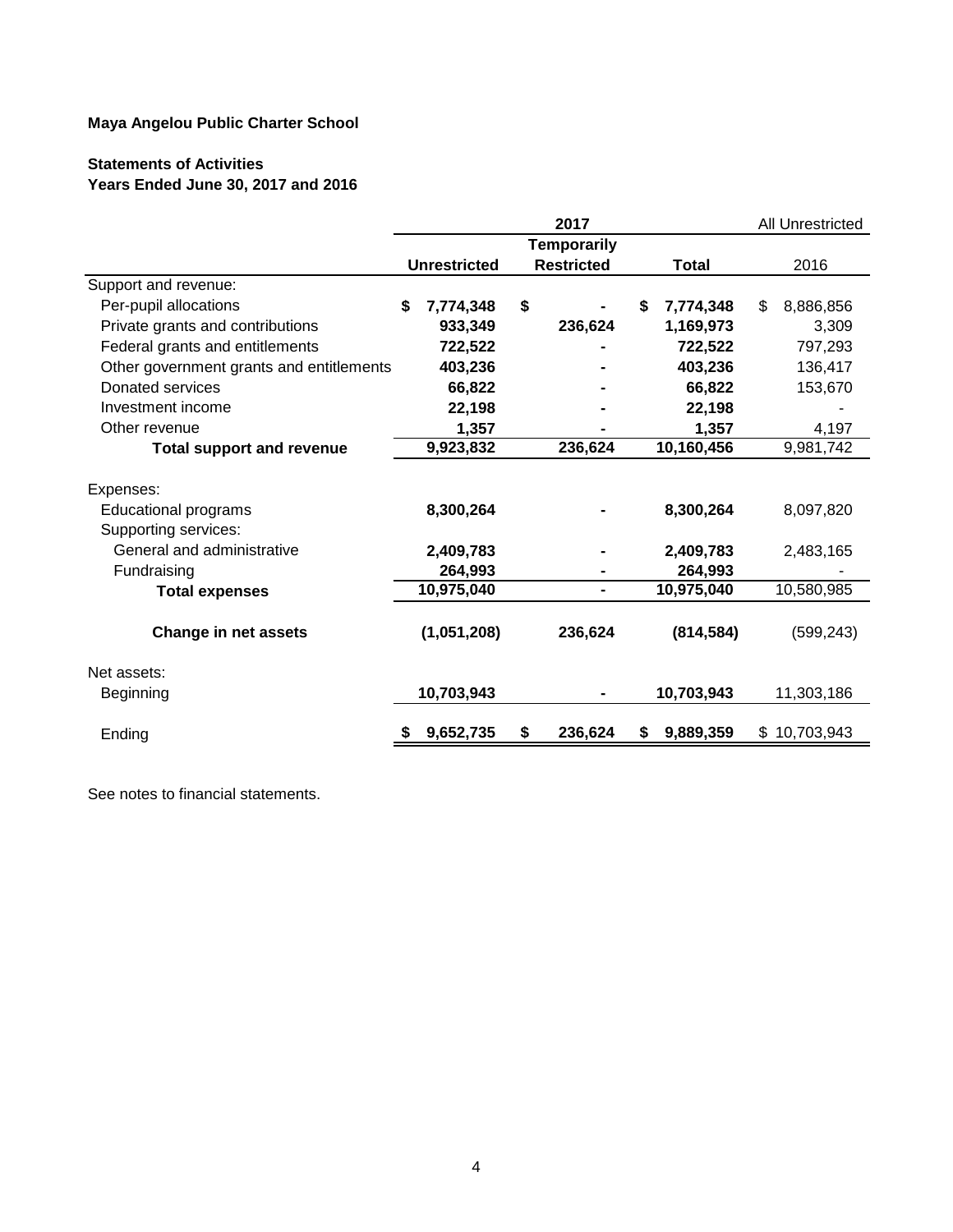**Maya Angelou Public Charter School**

**Statements of Activities**
**Years Ended June 30, 2017 and 2016**

| | 2017 | | | All Unrestricted |
|---|---|---|---|---|
| | **Unrestricted** | **Temporarily Restricted** | **Total** | 2016 |
| Support and revenue: | | | | |
| Per-pupil allocations | **$ 7,774,348** | **$ -** | **$ 7,774,348** | $ 8,886,856 |
| Private grants and contributions | **933,349** | **236,624** | **1,169,973** | 3,309 |
| Federal grants and entitlements | **722,522** | **-** | **722,522** | 797,293 |
| Other government grants and entitlements | **403,236** | **-** | **403,236** | 136,417 |
| Donated services | **66,822** | **-** | **66,822** | 153,670 |
| Investment income | **22,198** | **-** | **22,198** | - |
| Other revenue | **1,357** | **-** | **1,357** | 4,197 |
| **Total support and revenue** | **9,923,832** | **236,624** | **10,160,456** | 9,981,742 |
| Expenses: | | | | |
| Educational programs | **8,300,264** | **-** | **8,300,264** | 8,097,820 |
| Supporting services: | | | | |
| General and administrative | **2,409,783** | **-** | **2,409,783** | 2,483,165 |
| Fundraising | **264,993** | **-** | **264,993** | - |
| **Total expenses** | **10,975,040** | **-** | **10,975,040** | 10,580,985 |
| **Change in net assets** | **(1,051,208)** | **236,624** | **(814,584)** | (599,243) |
| Net assets: | | | | |
| Beginning | **10,703,943** | **-** | **10,703,943** | 11,303,186 |
| Ending | **$ 9,652,735** | **$ 236,624** | **$ 9,889,359** | $ 10,703,943 |

See notes to financial statements.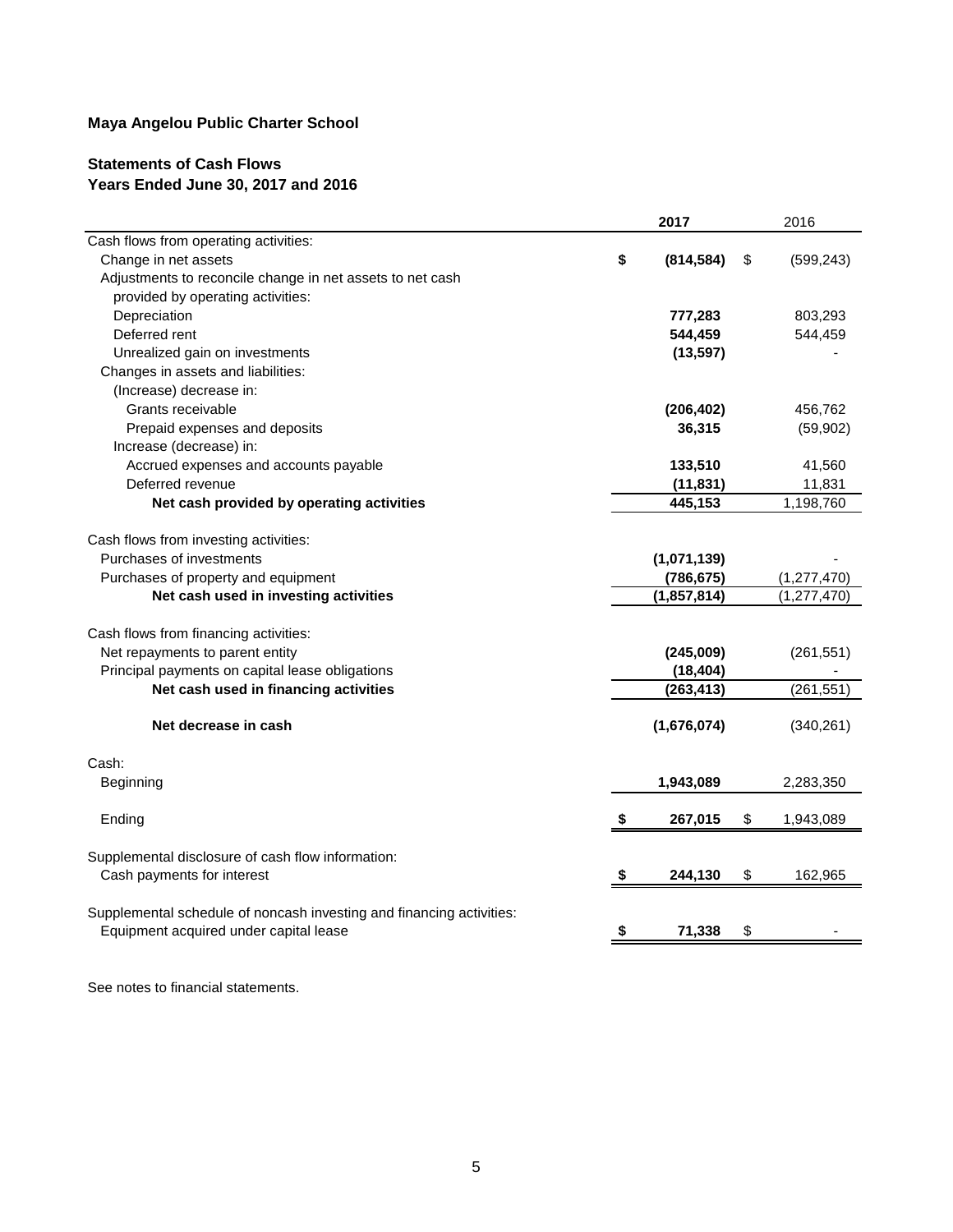**Maya Angelou Public Charter School**

**Statements of Cash Flows**
**Years Ended June 30, 2017 and 2016**

| | **2017** | 2016 |
|---|---|---|
| Cash flows from operating activities: | | |
| Change in net assets | **$ (814,584)** | $ (599,243) |
| Adjustments to reconcile change in net assets to net cash provided by operating activities: | | |
| Depreciation | **777,283** | 803,293 |
| Deferred rent | **544,459** | 544,459 |
| Unrealized gain on investments | **(13,597)** | - |
| Changes in assets and liabilities: | | |
| (Increase) decrease in: | | |
| Grants receivable | **(206,402)** | 456,762 |
| Prepaid expenses and deposits | **36,315** | (59,902) |
| Increase (decrease) in: | | |
| Accrued expenses and accounts payable | **133,510** | 41,560 |
| Deferred revenue | **(11,831)** | 11,831 |
| **Net cash provided by operating activities** | **445,153** | 1,198,760 |
| | | |
| Cash flows from investing activities: | | |
| Purchases of investments | **(1,071,139)** | - |
| Purchases of property and equipment | **(786,675)** | (1,277,470) |
| **Net cash used in investing activities** | **(1,857,814)** | (1,277,470) |
| | | |
| Cash flows from financing activities: | | |
| Net repayments to parent entity | **(245,009)** | (261,551) |
| Principal payments on capital lease obligations | **(18,404)** | - |
| **Net cash used in financing activities** | **(263,413)** | (261,551) |
| | | |
| **Net decrease in cash** | **(1,676,074)** | (340,261) |
| | | |
| Cash: | | |
| Beginning | **1,943,089** | 2,283,350 |
| | | |
| Ending | **$ 267,015** | $ 1,943,089 |
| | | |
| Supplemental disclosure of cash flow information: | | |
| Cash payments for interest | **$ 244,130** | $ 162,965 |
| | | |
| Supplemental schedule of noncash investing and financing activities: | | |
| Equipment acquired under capital lease | **$ 71,338** | $ - |

See notes to financial statements.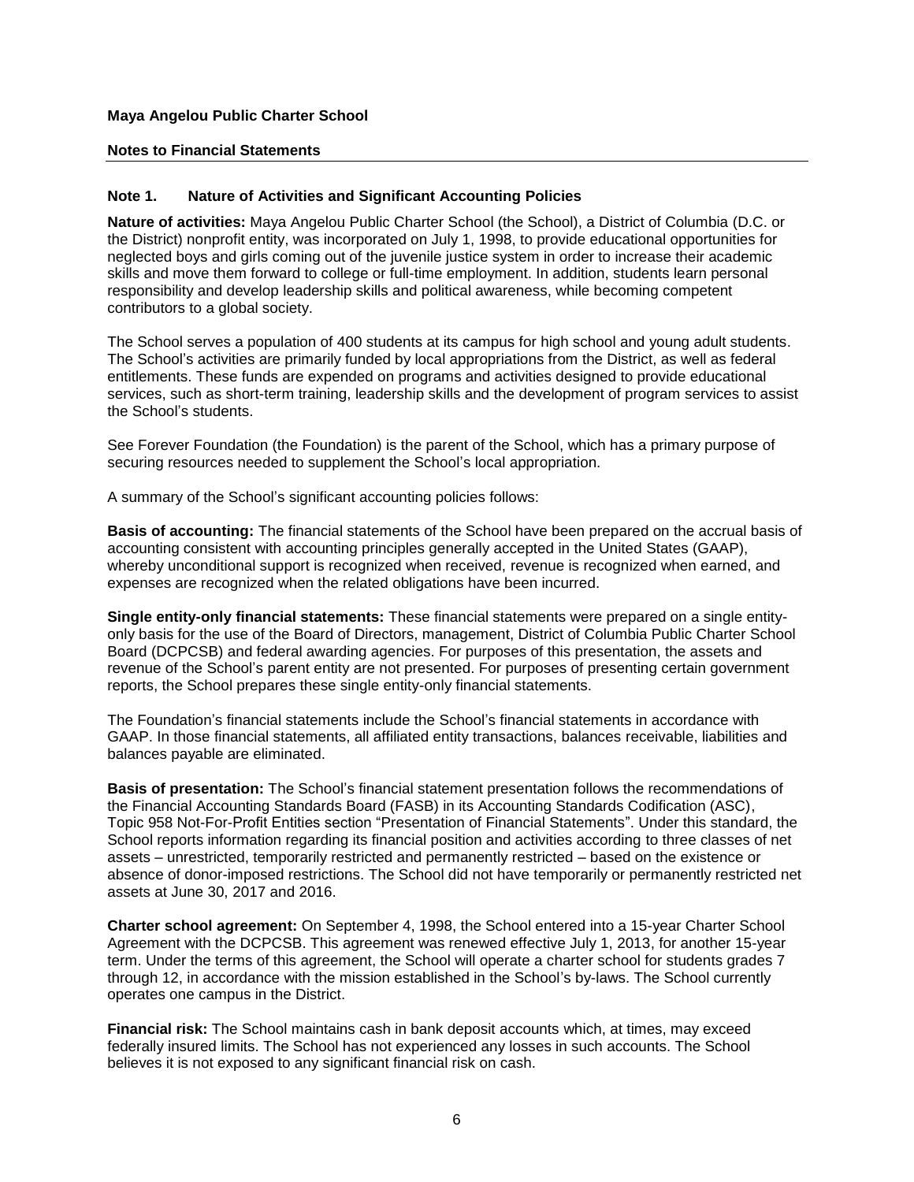**Maya Angelou Public Charter School**

**Notes to Financial Statements**

**Note 1. Nature of Activities and Significant Accounting Policies**

**Nature of activities:** Maya Angelou Public Charter School (the School), a District of Columbia (D.C. or the District) nonprofit entity, was incorporated on July 1, 1998, to provide educational opportunities for neglected boys and girls coming out of the juvenile justice system in order to increase their academic skills and move them forward to college or full-time employment. In addition, students learn personal responsibility and develop leadership skills and political awareness, while becoming competent contributors to a global society.

The School serves a population of 400 students at its campus for high school and young adult students. The School's activities are primarily funded by local appropriations from the District, as well as federal entitlements. These funds are expended on programs and activities designed to provide educational services, such as short-term training, leadership skills and the development of program services to assist the School's students.

See Forever Foundation (the Foundation) is the parent of the School, which has a primary purpose of securing resources needed to supplement the School's local appropriation.

A summary of the School's significant accounting policies follows:

**Basis of accounting:** The financial statements of the School have been prepared on the accrual basis of accounting consistent with accounting principles generally accepted in the United States (GAAP), whereby unconditional support is recognized when received, revenue is recognized when earned, and expenses are recognized when the related obligations have been incurred.

**Single entity-only financial statements:** These financial statements were prepared on a single entity-only basis for the use of the Board of Directors, management, District of Columbia Public Charter School Board (DCPCSB) and federal awarding agencies. For purposes of this presentation, the assets and revenue of the School's parent entity are not presented. For purposes of presenting certain government reports, the School prepares these single entity-only financial statements.

The Foundation's financial statements include the School's financial statements in accordance with GAAP. In those financial statements, all affiliated entity transactions, balances receivable, liabilities and balances payable are eliminated.

**Basis of presentation:** The School's financial statement presentation follows the recommendations of the Financial Accounting Standards Board (FASB) in its Accounting Standards Codification (ASC), Topic 958 Not-For-Profit Entities section "Presentation of Financial Statements". Under this standard, the School reports information regarding its financial position and activities according to three classes of net assets – unrestricted, temporarily restricted and permanently restricted – based on the existence or absence of donor-imposed restrictions. The School did not have temporarily or permanently restricted net assets at June 30, 2017 and 2016.

**Charter school agreement:** On September 4, 1998, the School entered into a 15-year Charter School Agreement with the DCPCSB. This agreement was renewed effective July 1, 2013, for another 15-year term. Under the terms of this agreement, the School will operate a charter school for students grades 7 through 12, in accordance with the mission established in the School's by-laws. The School currently operates one campus in the District.

**Financial risk:** The School maintains cash in bank deposit accounts which, at times, may exceed federally insured limits. The School has not experienced any losses in such accounts. The School believes it is not exposed to any significant financial risk on cash.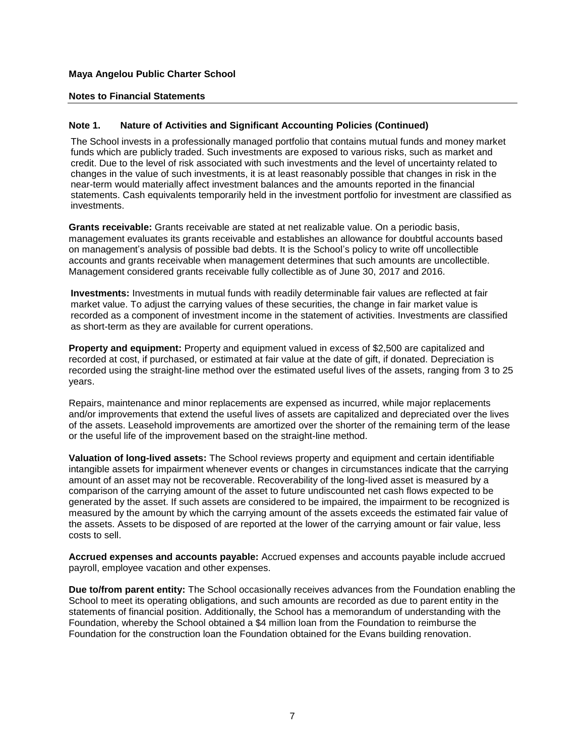# Maya Angelou Public Charter School

## Notes to Financial Statements

### Note 1. Nature of Activities and Significant Accounting Policies (Continued)

The School invests in a professionally managed portfolio that contains mutual funds and money market funds which are publicly traded. Such investments are exposed to various risks, such as market and credit. Due to the level of risk associated with such investments and the level of uncertainty related to changes in the value of such investments, it is at least reasonably possible that changes in risk in the near-term would materially affect investment balances and the amounts reported in the financial statements. Cash equivalents temporarily held in the investment portfolio for investment are classified as investments.

**Grants receivable:** Grants receivable are stated at net realizable value. On a periodic basis, management evaluates its grants receivable and establishes an allowance for doubtful accounts based on management's analysis of possible bad debts. It is the School's policy to write off uncollectible accounts and grants receivable when management determines that such amounts are uncollectible. Management considered grants receivable fully collectible as of June 30, 2017 and 2016.

**Investments:** Investments in mutual funds with readily determinable fair values are reflected at fair market value. To adjust the carrying values of these securities, the change in fair market value is recorded as a component of investment income in the statement of activities. Investments are classified as short-term as they are available for current operations.

**Property and equipment:** Property and equipment valued in excess of $2,500 are capitalized and recorded at cost, if purchased, or estimated at fair value at the date of gift, if donated. Depreciation is recorded using the straight-line method over the estimated useful lives of the assets, ranging from 3 to 25 years.

Repairs, maintenance and minor replacements are expensed as incurred, while major replacements and/or improvements that extend the useful lives of assets are capitalized and depreciated over the lives of the assets. Leasehold improvements are amortized over the shorter of the remaining term of the lease or the useful life of the improvement based on the straight-line method.

**Valuation of long-lived assets:** The School reviews property and equipment and certain identifiable intangible assets for impairment whenever events or changes in circumstances indicate that the carrying amount of an asset may not be recoverable. Recoverability of the long-lived asset is measured by a comparison of the carrying amount of the asset to future undiscounted net cash flows expected to be generated by the asset. If such assets are considered to be impaired, the impairment to be recognized is measured by the amount by which the carrying amount of the assets exceeds the estimated fair value of the assets. Assets to be disposed of are reported at the lower of the carrying amount or fair value, less costs to sell.

**Accrued expenses and accounts payable:** Accrued expenses and accounts payable include accrued payroll, employee vacation and other expenses.

**Due to/from parent entity:** The School occasionally receives advances from the Foundation enabling the School to meet its operating obligations, and such amounts are recorded as due to parent entity in the statements of financial position. Additionally, the School has a memorandum of understanding with the Foundation, whereby the School obtained a $4 million loan from the Foundation to reimburse the Foundation for the construction loan the Foundation obtained for the Evans building renovation.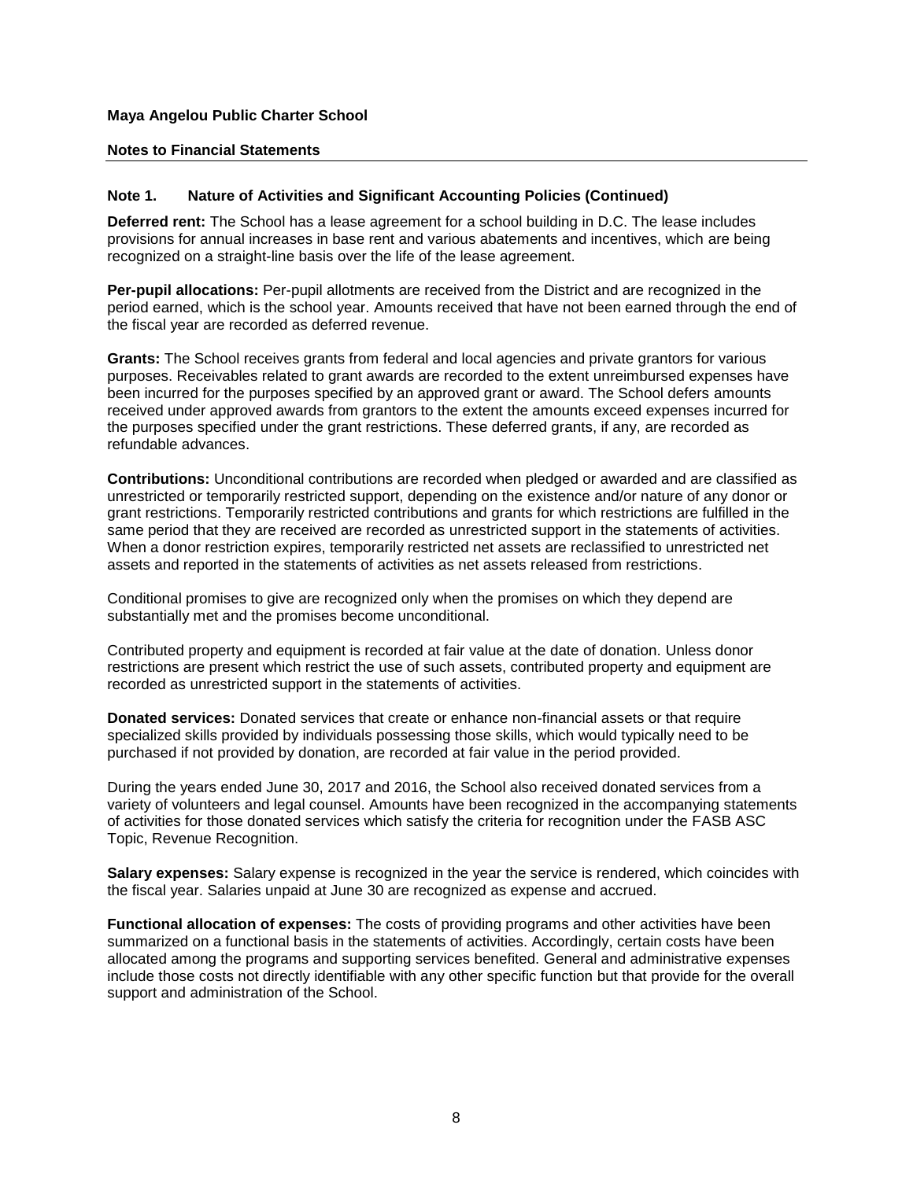**Maya Angelou Public Charter School**

**Notes to Financial Statements**

## Note 1. Nature of Activities and Significant Accounting Policies (Continued)

**Deferred rent:** The School has a lease agreement for a school building in D.C. The lease includes provisions for annual increases in base rent and various abatements and incentives, which are being recognized on a straight-line basis over the life of the lease agreement.

**Per-pupil allocations:** Per-pupil allotments are received from the District and are recognized in the period earned, which is the school year. Amounts received that have not been earned through the end of the fiscal year are recorded as deferred revenue.

**Grants:** The School receives grants from federal and local agencies and private grantors for various purposes. Receivables related to grant awards are recorded to the extent unreimbursed expenses have been incurred for the purposes specified by an approved grant or award. The School defers amounts received under approved awards from grantors to the extent the amounts exceed expenses incurred for the purposes specified under the grant restrictions. These deferred grants, if any, are recorded as refundable advances.

**Contributions:** Unconditional contributions are recorded when pledged or awarded and are classified as unrestricted or temporarily restricted support, depending on the existence and/or nature of any donor or grant restrictions. Temporarily restricted contributions and grants for which restrictions are fulfilled in the same period that they are received are recorded as unrestricted support in the statements of activities. When a donor restriction expires, temporarily restricted net assets are reclassified to unrestricted net assets and reported in the statements of activities as net assets released from restrictions.

Conditional promises to give are recognized only when the promises on which they depend are substantially met and the promises become unconditional.

Contributed property and equipment is recorded at fair value at the date of donation. Unless donor restrictions are present which restrict the use of such assets, contributed property and equipment are recorded as unrestricted support in the statements of activities.

**Donated services:** Donated services that create or enhance non-financial assets or that require specialized skills provided by individuals possessing those skills, which would typically need to be purchased if not provided by donation, are recorded at fair value in the period provided.

During the years ended June 30, 2017 and 2016, the School also received donated services from a variety of volunteers and legal counsel. Amounts have been recognized in the accompanying statements of activities for those donated services which satisfy the criteria for recognition under the FASB ASC Topic, Revenue Recognition.

**Salary expenses:** Salary expense is recognized in the year the service is rendered, which coincides with the fiscal year. Salaries unpaid at June 30 are recognized as expense and accrued.

**Functional allocation of expenses:** The costs of providing programs and other activities have been summarized on a functional basis in the statements of activities. Accordingly, certain costs have been allocated among the programs and supporting services benefited. General and administrative expenses include those costs not directly identifiable with any other specific function but that provide for the overall support and administration of the School.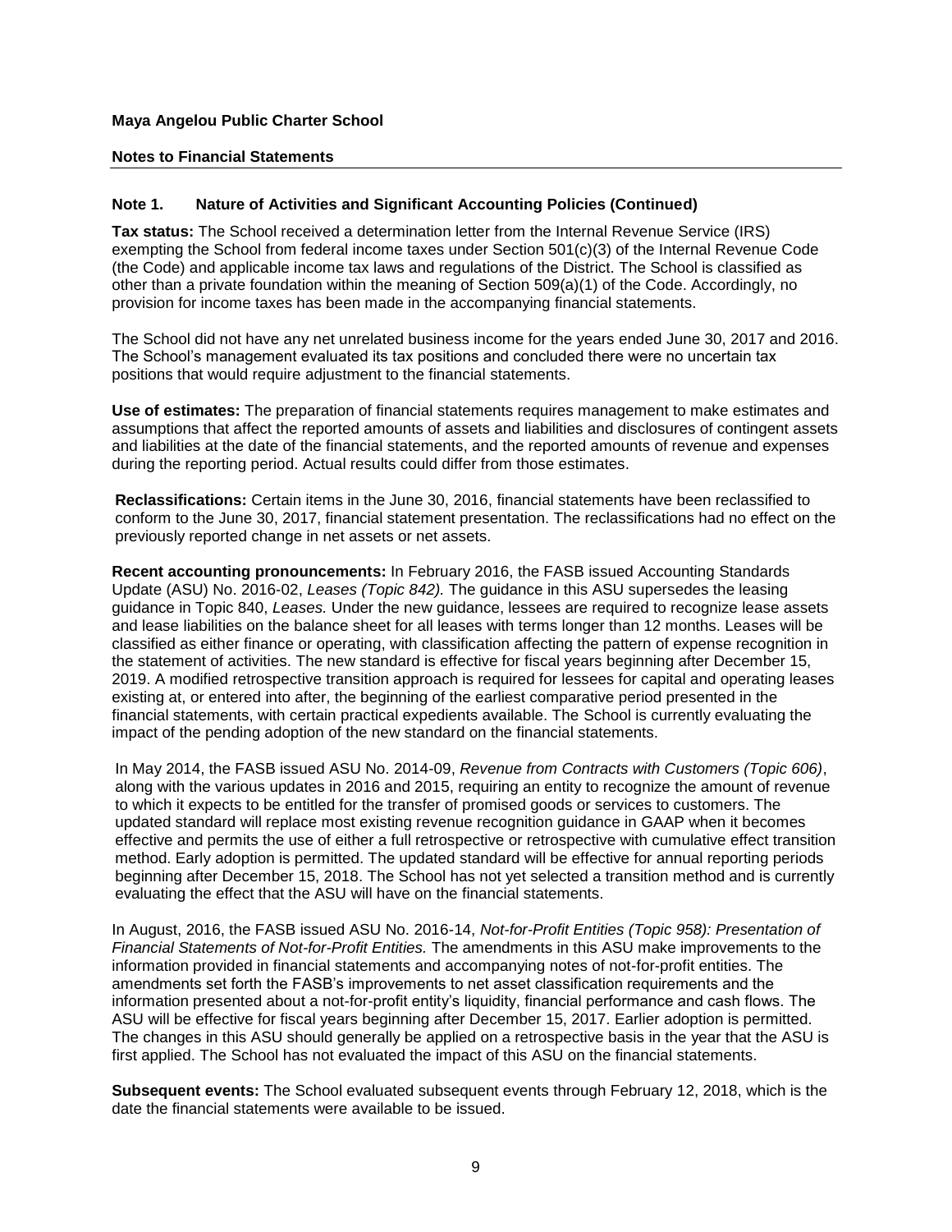**Maya Angelou Public Charter School**

**Notes to Financial Statements**

## Note 1. Nature of Activities and Significant Accounting Policies (Continued)

**Tax status:** The School received a determination letter from the Internal Revenue Service (IRS) exempting the School from federal income taxes under Section 501(c)(3) of the Internal Revenue Code (the Code) and applicable income tax laws and regulations of the District. The School is classified as other than a private foundation within the meaning of Section 509(a)(1) of the Code. Accordingly, no provision for income taxes has been made in the accompanying financial statements.

The School did not have any net unrelated business income for the years ended June 30, 2017 and 2016. The School's management evaluated its tax positions and concluded there were no uncertain tax positions that would require adjustment to the financial statements.

**Use of estimates:** The preparation of financial statements requires management to make estimates and assumptions that affect the reported amounts of assets and liabilities and disclosures of contingent assets and liabilities at the date of the financial statements, and the reported amounts of revenue and expenses during the reporting period. Actual results could differ from those estimates.

**Reclassifications:** Certain items in the June 30, 2016, financial statements have been reclassified to conform to the June 30, 2017, financial statement presentation. The reclassifications had no effect on the previously reported change in net assets or net assets.

**Recent accounting pronouncements:** In February 2016, the FASB issued Accounting Standards Update (ASU) No. 2016-02, *Leases (Topic 842).* The guidance in this ASU supersedes the leasing guidance in Topic 840, *Leases.* Under the new guidance, lessees are required to recognize lease assets and lease liabilities on the balance sheet for all leases with terms longer than 12 months. Leases will be classified as either finance or operating, with classification affecting the pattern of expense recognition in the statement of activities. The new standard is effective for fiscal years beginning after December 15, 2019. A modified retrospective transition approach is required for lessees for capital and operating leases existing at, or entered into after, the beginning of the earliest comparative period presented in the financial statements, with certain practical expedients available. The School is currently evaluating the impact of the pending adoption of the new standard on the financial statements.

In May 2014, the FASB issued ASU No. 2014-09, *Revenue from Contracts with Customers (Topic 606)*, along with the various updates in 2016 and 2015, requiring an entity to recognize the amount of revenue to which it expects to be entitled for the transfer of promised goods or services to customers. The updated standard will replace most existing revenue recognition guidance in GAAP when it becomes effective and permits the use of either a full retrospective or retrospective with cumulative effect transition method. Early adoption is permitted. The updated standard will be effective for annual reporting periods beginning after December 15, 2018. The School has not yet selected a transition method and is currently evaluating the effect that the ASU will have on the financial statements.

In August, 2016, the FASB issued ASU No. 2016-14, *Not-for-Profit Entities (Topic 958): Presentation of Financial Statements of Not-for-Profit Entities.* The amendments in this ASU make improvements to the information provided in financial statements and accompanying notes of not-for-profit entities. The amendments set forth the FASB's improvements to net asset classification requirements and the information presented about a not-for-profit entity's liquidity, financial performance and cash flows. The ASU will be effective for fiscal years beginning after December 15, 2017. Earlier adoption is permitted. The changes in this ASU should generally be applied on a retrospective basis in the year that the ASU is first applied. The School has not evaluated the impact of this ASU on the financial statements.

**Subsequent events:** The School evaluated subsequent events through February 12, 2018, which is the date the financial statements were available to be issued.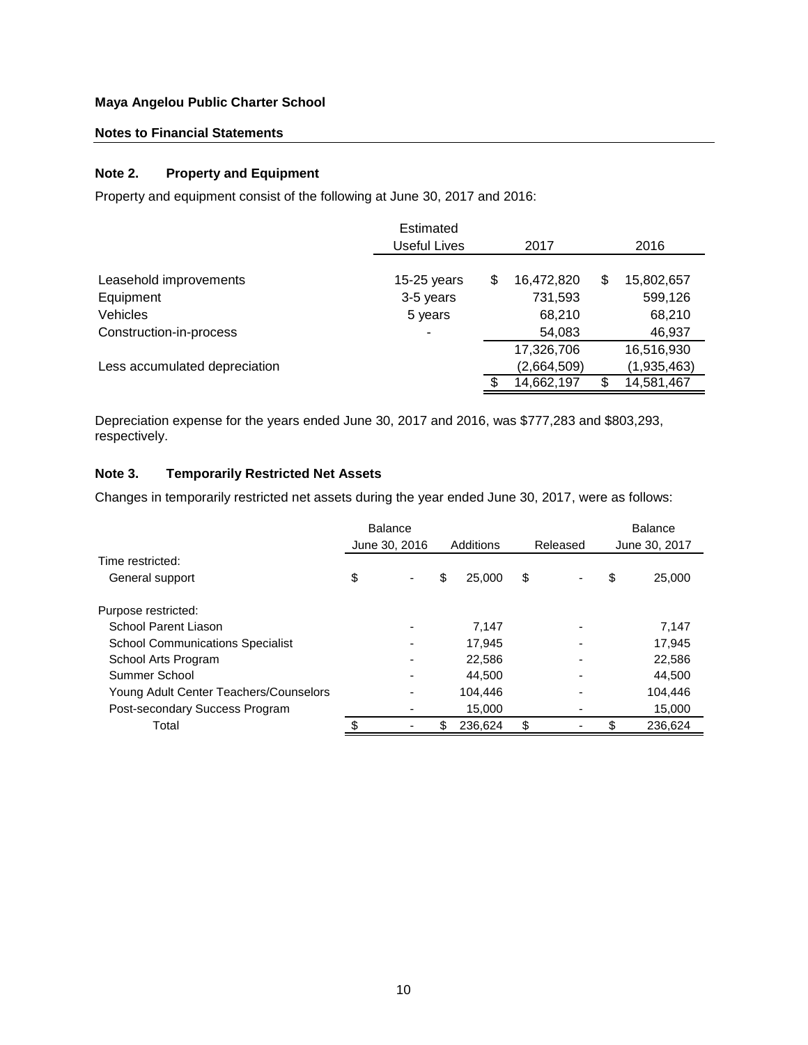**Maya Angelou Public Charter School**

**Notes to Financial Statements**

### Note 2. Property and Equipment

Property and equipment consist of the following at June 30, 2017 and 2016:

| | Estimated Useful Lives | 2017 | 2016 |
|---|---|---|---|
| Leasehold improvements | 15-25 years | $ 16,472,820 | $ 15,802,657 |
| Equipment | 3-5 years | 731,593 | 599,126 |
| Vehicles | 5 years | 68,210 | 68,210 |
| Construction-in-process | - | 54,083 | 46,937 |
| | | 17,326,706 | 16,516,930 |
| Less accumulated depreciation | | (2,664,509) | (1,935,463) |
| | | $ 14,662,197 | $ 14,581,467 |

Depreciation expense for the years ended June 30, 2017 and 2016, was $777,283 and $803,293, respectively.

### Note 3. Temporarily Restricted Net Assets

Changes in temporarily restricted net assets during the year ended June 30, 2017, were as follows:

| | Balance June 30, 2016 | Additions | Released | Balance June 30, 2017 |
|---|---|---|---|---|
| Time restricted: | | | | |
| General support | $ - | $ 25,000 | $ - | $ 25,000 |
| Purpose restricted: | | | | |
| School Parent Liason | - | 7,147 | - | 7,147 |
| School Communications Specialist | - | 17,945 | - | 17,945 |
| School Arts Program | - | 22,586 | - | 22,586 |
| Summer School | - | 44,500 | - | 44,500 |
| Young Adult Center Teachers/Counselors | - | 104,446 | - | 104,446 |
| Post-secondary Success Program | - | 15,000 | - | 15,000 |
| Total | $ - | $ 236,624 | $ - | $ 236,624 |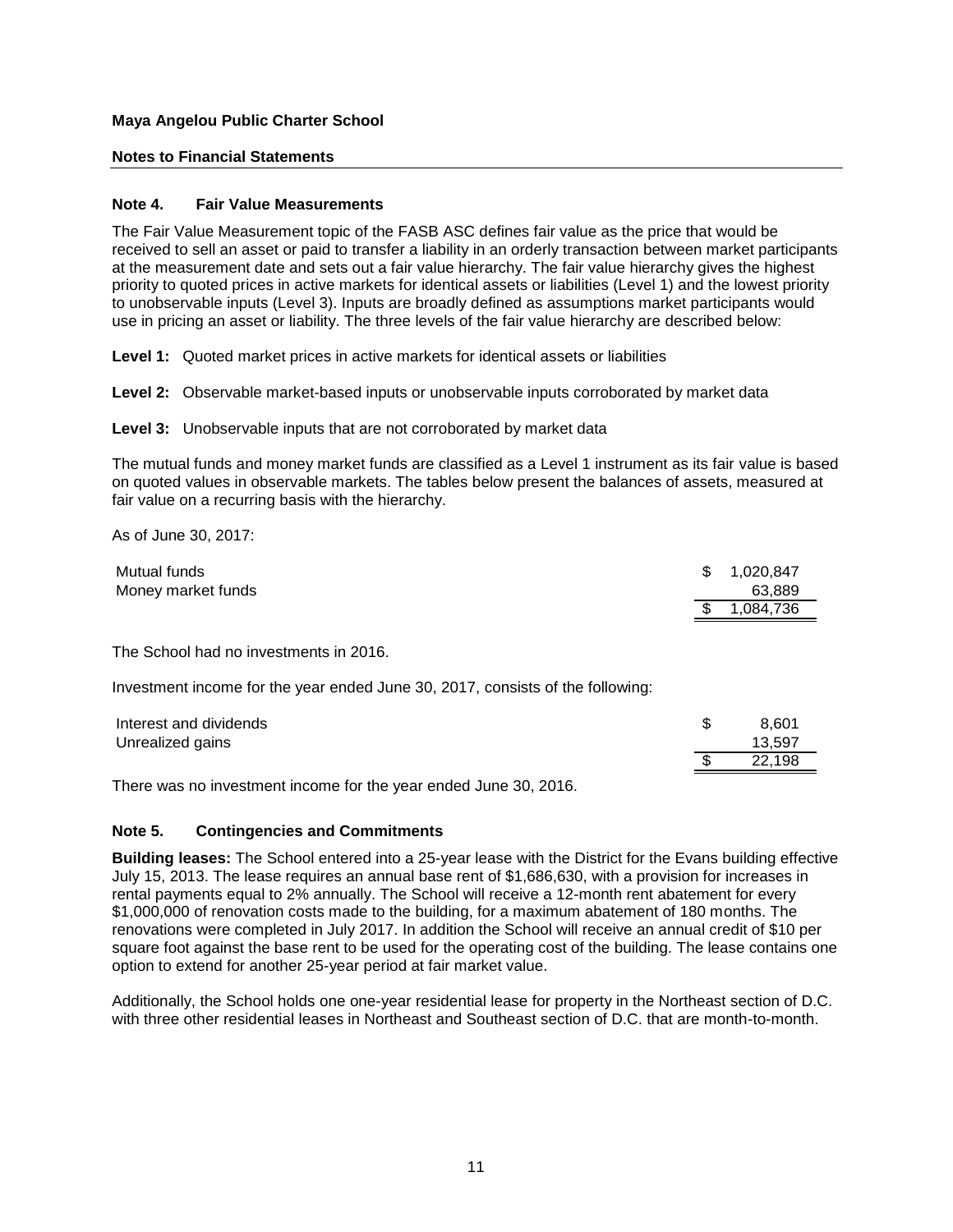**Maya Angelou Public Charter School**

**Notes to Financial Statements**

### Note 4. Fair Value Measurements

The Fair Value Measurement topic of the FASB ASC defines fair value as the price that would be received to sell an asset or paid to transfer a liability in an orderly transaction between market participants at the measurement date and sets out a fair value hierarchy. The fair value hierarchy gives the highest priority to quoted prices in active markets for identical assets or liabilities (Level 1) and the lowest priority to unobservable inputs (Level 3). Inputs are broadly defined as assumptions market participants would use in pricing an asset or liability. The three levels of the fair value hierarchy are described below:

**Level 1:** Quoted market prices in active markets for identical assets or liabilities

**Level 2:** Observable market-based inputs or unobservable inputs corroborated by market data

**Level 3:** Unobservable inputs that are not corroborated by market data

The mutual funds and money market funds are classified as a Level 1 instrument as its fair value is based on quoted values in observable markets. The tables below present the balances of assets, measured at fair value on a recurring basis with the hierarchy.

As of June 30, 2017:

| | |
|---|---|
| Mutual funds | $ 1,020,847 |
| Money market funds | 63,889 |
| | $ 1,084,736 |

The School had no investments in 2016.

Investment income for the year ended June 30, 2017, consists of the following:

| | |
|---|---|
| Interest and dividends | $ 8,601 |
| Unrealized gains | 13,597 |
| | $ 22,198 |

There was no investment income for the year ended June 30, 2016.

### Note 5. Contingencies and Commitments

**Building leases:** The School entered into a 25-year lease with the District for the Evans building effective July 15, 2013. The lease requires an annual base rent of $1,686,630, with a provision for increases in rental payments equal to 2% annually. The School will receive a 12-month rent abatement for every $1,000,000 of renovation costs made to the building, for a maximum abatement of 180 months. The renovations were completed in July 2017. In addition the School will receive an annual credit of $10 per square foot against the base rent to be used for the operating cost of the building. The lease contains one option to extend for another 25-year period at fair market value.

Additionally, the School holds one one-year residential lease for property in the Northeast section of D.C. with three other residential leases in Northeast and Southeast section of D.C. that are month-to-month.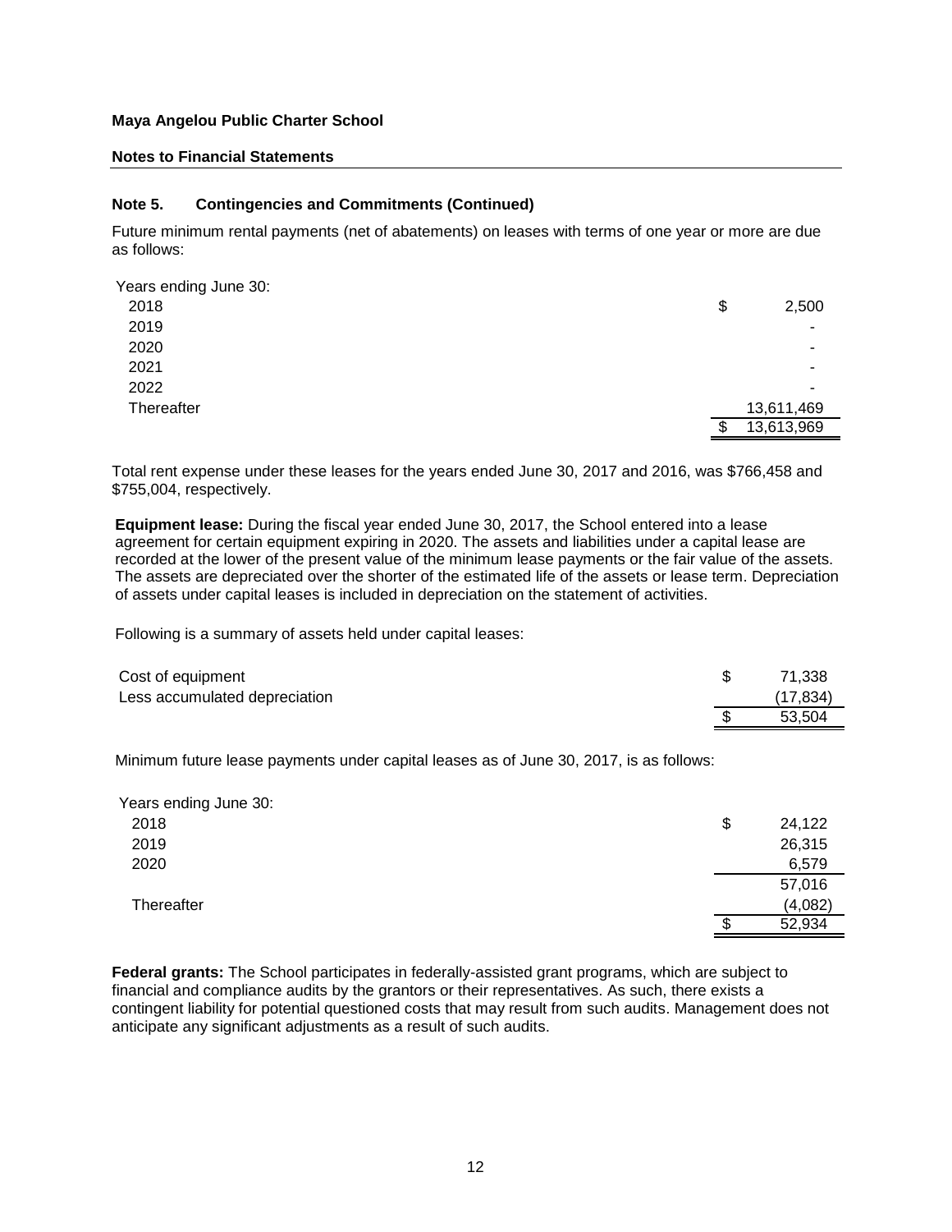**Maya Angelou Public Charter School**

**Notes to Financial Statements**

### Note 5. Contingencies and Commitments (Continued)

Future minimum rental payments (net of abatements) on leases with terms of one year or more are due as follows:

| Years ending June 30: | | |
|---|---|---|
| 2018 | $ | 2,500 |
| 2019 | | - |
| 2020 | | - |
| 2021 | | - |
| 2022 | | - |
| Thereafter | | 13,611,469 |
| | $ | 13,613,969 |

Total rent expense under these leases for the years ended June 30, 2017 and 2016, was $766,458 and $755,004, respectively.

**Equipment lease:** During the fiscal year ended June 30, 2017, the School entered into a lease agreement for certain equipment expiring in 2020. The assets and liabilities under a capital lease are recorded at the lower of the present value of the minimum lease payments or the fair value of the assets. The assets are depreciated over the shorter of the estimated life of the assets or lease term. Depreciation of assets under capital leases is included in depreciation on the statement of activities.

Following is a summary of assets held under capital leases:

| | | |
|---|---|---|
| Cost of equipment | $ | 71,338 |
| Less accumulated depreciation | | (17,834) |
| | $ | 53,504 |

Minimum future lease payments under capital leases as of June 30, 2017, is as follows:

| Years ending June 30: | | |
|---|---|---|
| 2018 | $ | 24,122 |
| 2019 | | 26,315 |
| 2020 | | 6,579 |
| | | 57,016 |
| Thereafter | | (4,082) |
| | $ | 52,934 |

**Federal grants:** The School participates in federally-assisted grant programs, which are subject to financial and compliance audits by the grantors or their representatives. As such, there exists a contingent liability for potential questioned costs that may result from such audits. Management does not anticipate any significant adjustments as a result of such audits.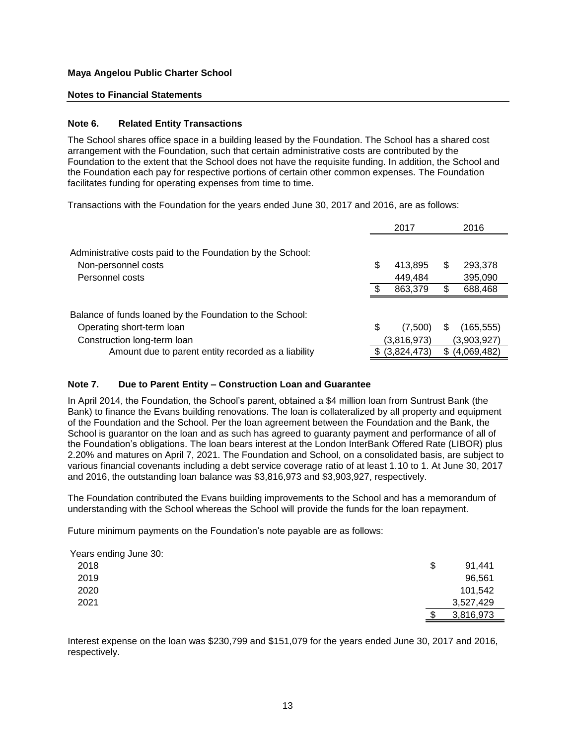**Maya Angelou Public Charter School**

**Notes to Financial Statements**

## Note 6. Related Entity Transactions

The School shares office space in a building leased by the Foundation. The School has a shared cost arrangement with the Foundation, such that certain administrative costs are contributed by the Foundation to the extent that the School does not have the requisite funding. In addition, the School and the Foundation each pay for respective portions of certain other common expenses. The Foundation facilitates funding for operating expenses from time to time.

Transactions with the Foundation for the years ended June 30, 2017 and 2016, are as follows:

| | 2017 | 2016 |
|---|---|---|
| Administrative costs paid to the Foundation by the School: | | |
| Non-personnel costs | $ 413,895 | $ 293,378 |
| Personnel costs | 449,484 | 395,090 |
| | $ 863,379 | $ 688,468 |
| Balance of funds loaned by the Foundation to the School: | | |
| Operating short-term loan | $ (7,500) | $ (165,555) |
| Construction long-term loan | (3,816,973) | (3,903,927) |
| Amount due to parent entity recorded as a liability | $ (3,824,473) | $ (4,069,482) |

## Note 7. Due to Parent Entity – Construction Loan and Guarantee

In April 2014, the Foundation, the School's parent, obtained a $4 million loan from Suntrust Bank (the Bank) to finance the Evans building renovations. The loan is collateralized by all property and equipment of the Foundation and the School. Per the loan agreement between the Foundation and the Bank, the School is guarantor on the loan and as such has agreed to guaranty payment and performance of all of the Foundation's obligations. The loan bears interest at the London InterBank Offered Rate (LIBOR) plus 2.20% and matures on April 7, 2021. The Foundation and School, on a consolidated basis, are subject to various financial covenants including a debt service coverage ratio of at least 1.10 to 1. At June 30, 2017 and 2016, the outstanding loan balance was $3,816,973 and $3,903,927, respectively.

The Foundation contributed the Evans building improvements to the School and has a memorandum of understanding with the School whereas the School will provide the funds for the loan repayment.

Future minimum payments on the Foundation's note payable are as follows:

| Years ending June 30: | |
|---|---|
| 2018 | $ 91,441 |
| 2019 | 96,561 |
| 2020 | 101,542 |
| 2021 | 3,527,429 |
| | $ 3,816,973 |

Interest expense on the loan was $230,799 and $151,079 for the years ended June 30, 2017 and 2016, respectively.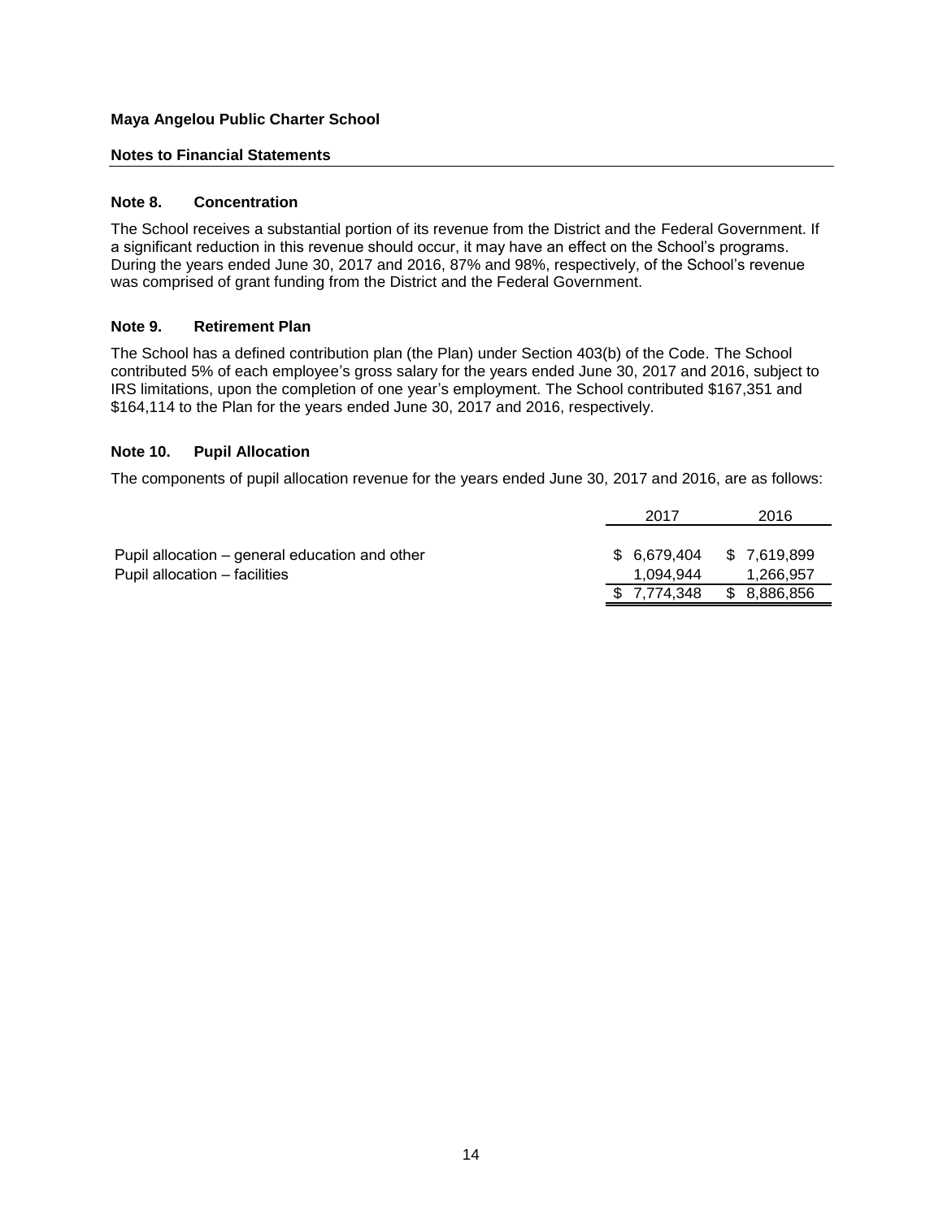**Maya Angelou Public Charter School**

**Notes to Financial Statements**

### Note 8. Concentration

The School receives a substantial portion of its revenue from the District and the Federal Government. If a significant reduction in this revenue should occur, it may have an effect on the School's programs. During the years ended June 30, 2017 and 2016, 87% and 98%, respectively, of the School's revenue was comprised of grant funding from the District and the Federal Government.

### Note 9. Retirement Plan

The School has a defined contribution plan (the Plan) under Section 403(b) of the Code. The School contributed 5% of each employee's gross salary for the years ended June 30, 2017 and 2016, subject to IRS limitations, upon the completion of one year's employment. The School contributed $167,351 and $164,114 to the Plan for the years ended June 30, 2017 and 2016, respectively.

### Note 10. Pupil Allocation

The components of pupil allocation revenue for the years ended June 30, 2017 and 2016, are as follows:

| | 2017 | 2016 |
|---|---|---|
| Pupil allocation – general education and other | $ 6,679,404 | $ 7,619,899 |
| Pupil allocation – facilities | 1,094,944 | 1,266,957 |
| | $ 7,774,348 | $ 8,886,856 |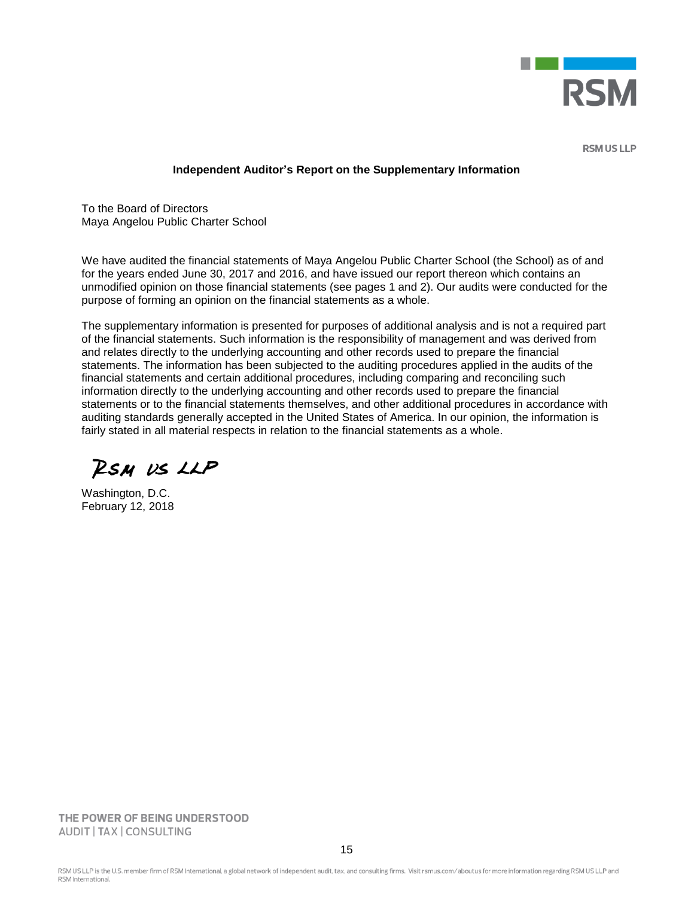RSM US LLP

## Independent Auditor's Report on the Supplementary Information

To the Board of Directors
Maya Angelou Public Charter School

We have audited the financial statements of Maya Angelou Public Charter School (the School) as of and for the years ended June 30, 2017 and 2016, and have issued our report thereon which contains an unmodified opinion on those financial statements (see pages 1 and 2). Our audits were conducted for the purpose of forming an opinion on the financial statements as a whole.

The supplementary information is presented for purposes of additional analysis and is not a required part of the financial statements. Such information is the responsibility of management and was derived from and relates directly to the underlying accounting and other records used to prepare the financial statements. The information has been subjected to the auditing procedures applied in the audits of the financial statements and certain additional procedures, including comparing and reconciling such information directly to the underlying accounting and other records used to prepare the financial statements or to the financial statements themselves, and other additional procedures in accordance with auditing standards generally accepted in the United States of America. In our opinion, the information is fairly stated in all material respects in relation to the financial statements as a whole.

RSM US LLP

Washington, D.C.
February 12, 2018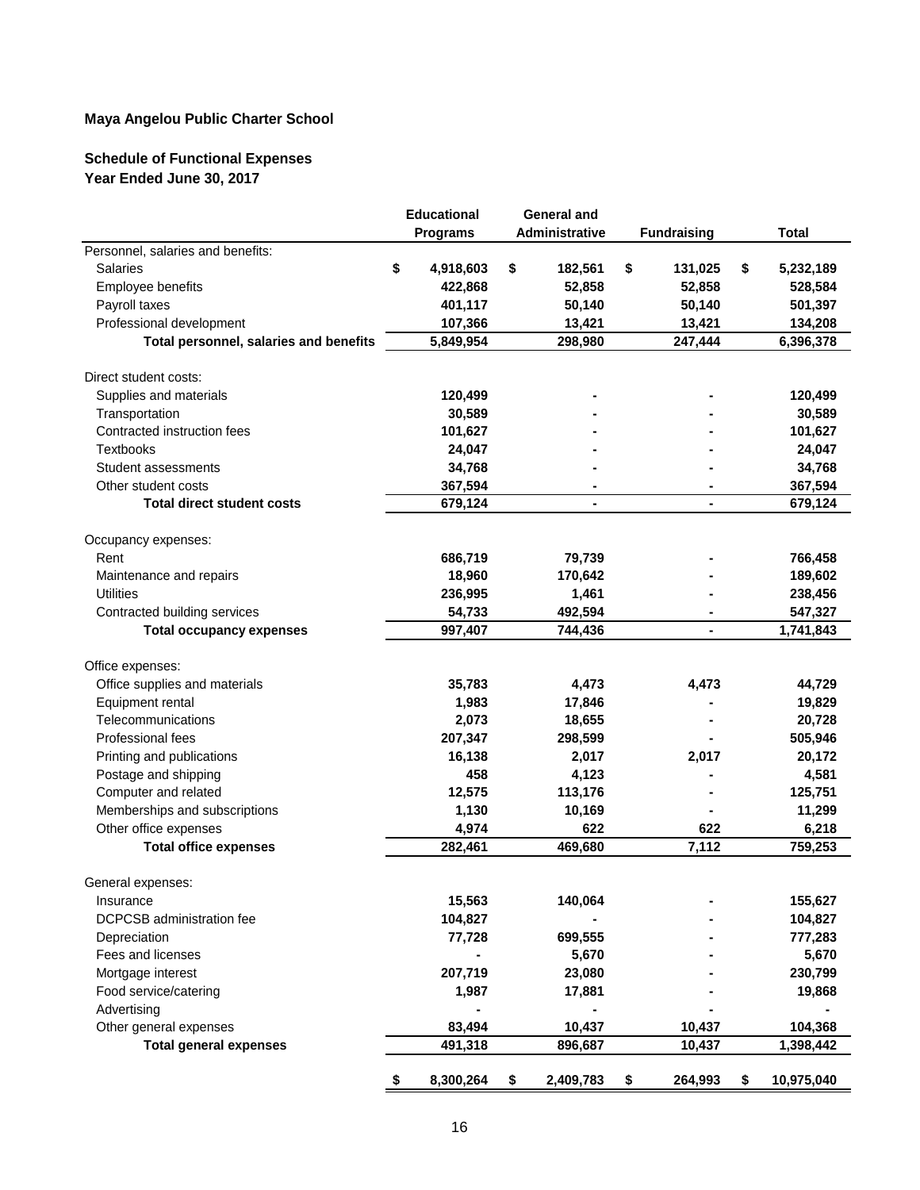# Maya Angelou Public Charter School

## Schedule of Functional Expenses
## Year Ended June 30, 2017

| | Educational Programs | General and Administrative | Fundraising | Total |
|---|---|---|---|---|
| Personnel, salaries and benefits: | | | | |
| Salaries | $ 4,918,603 | $ 182,561 | $ 131,025 | $ 5,232,189 |
| Employee benefits | 422,868 | 52,858 | 52,858 | 528,584 |
| Payroll taxes | 401,117 | 50,140 | 50,140 | 501,397 |
| Professional development | 107,366 | 13,421 | 13,421 | 134,208 |
| **Total personnel, salaries and benefits** | 5,849,954 | 298,980 | 247,444 | 6,396,378 |
| Direct student costs: | | | | |
| Supplies and materials | 120,499 | - | - | 120,499 |
| Transportation | 30,589 | - | - | 30,589 |
| Contracted instruction fees | 101,627 | - | - | 101,627 |
| Textbooks | 24,047 | - | - | 24,047 |
| Student assessments | 34,768 | - | - | 34,768 |
| Other student costs | 367,594 | - | - | 367,594 |
| **Total direct student costs** | 679,124 | - | - | 679,124 |
| Occupancy expenses: | | | | |
| Rent | 686,719 | 79,739 | - | 766,458 |
| Maintenance and repairs | 18,960 | 170,642 | - | 189,602 |
| Utilities | 236,995 | 1,461 | - | 238,456 |
| Contracted building services | 54,733 | 492,594 | - | 547,327 |
| **Total occupancy expenses** | 997,407 | 744,436 | - | 1,741,843 |
| Office expenses: | | | | |
| Office supplies and materials | 35,783 | 4,473 | 4,473 | 44,729 |
| Equipment rental | 1,983 | 17,846 | - | 19,829 |
| Telecommunications | 2,073 | 18,655 | - | 20,728 |
| Professional fees | 207,347 | 298,599 | - | 505,946 |
| Printing and publications | 16,138 | 2,017 | 2,017 | 20,172 |
| Postage and shipping | 458 | 4,123 | - | 4,581 |
| Computer and related | 12,575 | 113,176 | - | 125,751 |
| Memberships and subscriptions | 1,130 | 10,169 | - | 11,299 |
| Other office expenses | 4,974 | 622 | 622 | 6,218 |
| **Total office expenses** | 282,461 | 469,680 | 7,112 | 759,253 |
| General expenses: | | | | |
| Insurance | 15,563 | 140,064 | - | 155,627 |
| DCPCSB administration fee | 104,827 | - | - | 104,827 |
| Depreciation | 77,728 | 699,555 | - | 777,283 |
| Fees and licenses | - | 5,670 | - | 5,670 |
| Mortgage interest | 207,719 | 23,080 | - | 230,799 |
| Food service/catering | 1,987 | 17,881 | - | 19,868 |
| Advertising | - | - | - | - |
| Other general expenses | 83,494 | 10,437 | 10,437 | 104,368 |
| **Total general expenses** | 491,318 | 896,687 | 10,437 | 1,398,442 |
| | $ 8,300,264 | $ 2,409,783 | $ 264,993 | $ 10,975,040 |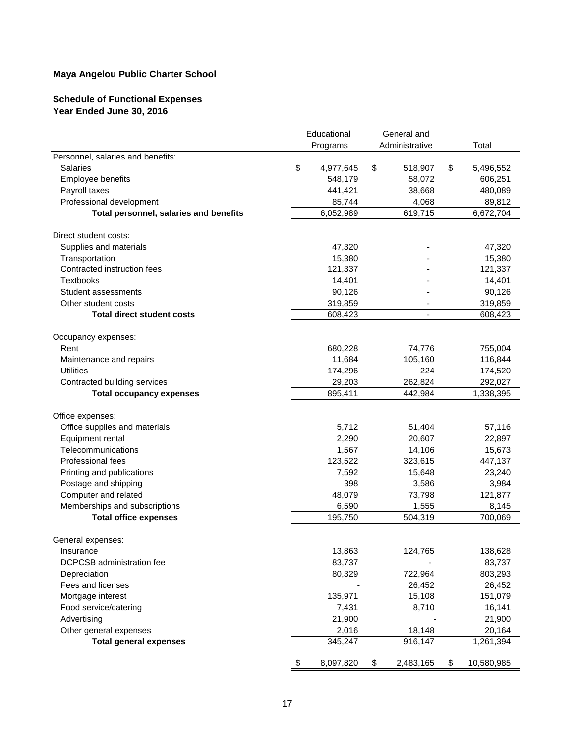**Maya Angelou Public Charter School**

**Schedule of Functional Expenses**
**Year Ended June 30, 2016**

| | Educational Programs | General and Administrative | Total |
|---|---|---|---|
| Personnel, salaries and benefits: | | | |
| Salaries | $ 4,977,645 | $ 518,907 | $ 5,496,552 |
| Employee benefits | 548,179 | 58,072 | 606,251 |
| Payroll taxes | 441,421 | 38,668 | 480,089 |
| Professional development | 85,744 | 4,068 | 89,812 |
| **Total personnel, salaries and benefits** | 6,052,989 | 619,715 | 6,672,704 |
| Direct student costs: | | | |
| Supplies and materials | 47,320 | - | 47,320 |
| Transportation | 15,380 | - | 15,380 |
| Contracted instruction fees | 121,337 | - | 121,337 |
| Textbooks | 14,401 | - | 14,401 |
| Student assessments | 90,126 | - | 90,126 |
| Other student costs | 319,859 | - | 319,859 |
| **Total direct student costs** | 608,423 | - | 608,423 |
| Occupancy expenses: | | | |
| Rent | 680,228 | 74,776 | 755,004 |
| Maintenance and repairs | 11,684 | 105,160 | 116,844 |
| Utilities | 174,296 | 224 | 174,520 |
| Contracted building services | 29,203 | 262,824 | 292,027 |
| **Total occupancy expenses** | 895,411 | 442,984 | 1,338,395 |
| Office expenses: | | | |
| Office supplies and materials | 5,712 | 51,404 | 57,116 |
| Equipment rental | 2,290 | 20,607 | 22,897 |
| Telecommunications | 1,567 | 14,106 | 15,673 |
| Professional fees | 123,522 | 323,615 | 447,137 |
| Printing and publications | 7,592 | 15,648 | 23,240 |
| Postage and shipping | 398 | 3,586 | 3,984 |
| Computer and related | 48,079 | 73,798 | 121,877 |
| Memberships and subscriptions | 6,590 | 1,555 | 8,145 |
| **Total office expenses** | 195,750 | 504,319 | 700,069 |
| General expenses: | | | |
| Insurance | 13,863 | 124,765 | 138,628 |
| DCPCSB administration fee | 83,737 | - | 83,737 |
| Depreciation | 80,329 | 722,964 | 803,293 |
| Fees and licenses | - | 26,452 | 26,452 |
| Mortgage interest | 135,971 | 15,108 | 151,079 |
| Food service/catering | 7,431 | 8,710 | 16,141 |
| Advertising | 21,900 | - | 21,900 |
| Other general expenses | 2,016 | 18,148 | 20,164 |
| **Total general expenses** | 345,247 | 916,147 | 1,261,394 |
| | $ 8,097,820 | $ 2,483,165 | $ 10,580,985 |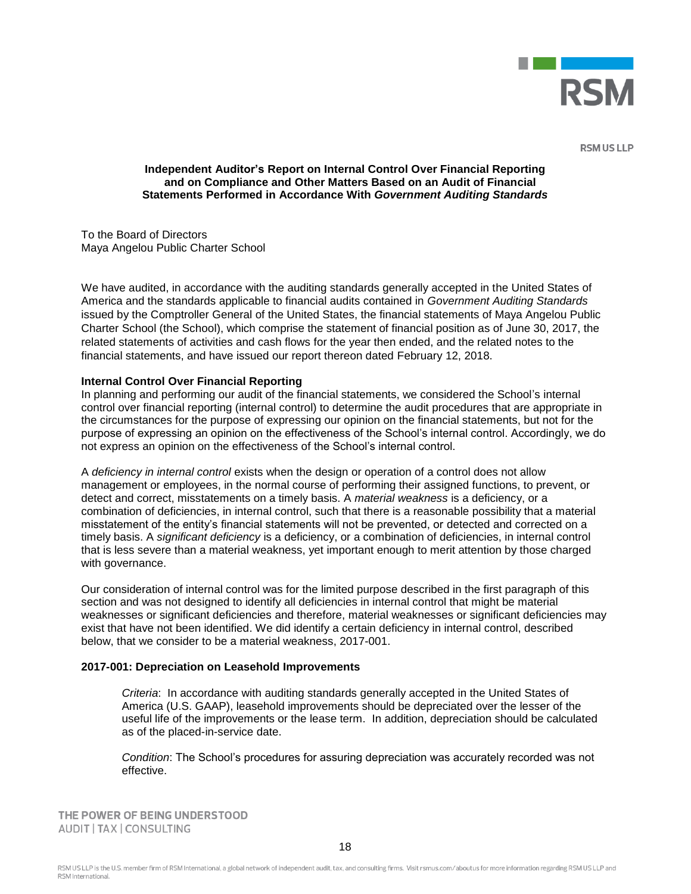RSM US LLP

**Independent Auditor's Report on Internal Control Over Financial Reporting and on Compliance and Other Matters Based on an Audit of Financial Statements Performed in Accordance With *Government Auditing Standards***

To the Board of Directors
Maya Angelou Public Charter School

We have audited, in accordance with the auditing standards generally accepted in the United States of America and the standards applicable to financial audits contained in *Government Auditing Standards* issued by the Comptroller General of the United States, the financial statements of Maya Angelou Public Charter School (the School), which comprise the statement of financial position as of June 30, 2017, the related statements of activities and cash flows for the year then ended, and the related notes to the financial statements, and have issued our report thereon dated February 12, 2018.

**Internal Control Over Financial Reporting**

In planning and performing our audit of the financial statements, we considered the School's internal control over financial reporting (internal control) to determine the audit procedures that are appropriate in the circumstances for the purpose of expressing our opinion on the financial statements, but not for the purpose of expressing an opinion on the effectiveness of the School's internal control. Accordingly, we do not express an opinion on the effectiveness of the School's internal control.

A *deficiency in internal control* exists when the design or operation of a control does not allow management or employees, in the normal course of performing their assigned functions, to prevent, or detect and correct, misstatements on a timely basis. A *material weakness* is a deficiency, or a combination of deficiencies, in internal control, such that there is a reasonable possibility that a material misstatement of the entity's financial statements will not be prevented, or detected and corrected on a timely basis. A *significant deficiency* is a deficiency, or a combination of deficiencies, in internal control that is less severe than a material weakness, yet important enough to merit attention by those charged with governance.

Our consideration of internal control was for the limited purpose described in the first paragraph of this section and was not designed to identify all deficiencies in internal control that might be material weaknesses or significant deficiencies and therefore, material weaknesses or significant deficiencies may exist that have not been identified. We did identify a certain deficiency in internal control, described below, that we consider to be a material weakness, 2017-001.

**2017-001: Depreciation on Leasehold Improvements**

*Criteria*: In accordance with auditing standards generally accepted in the United States of America (U.S. GAAP), leasehold improvements should be depreciated over the lesser of the useful life of the improvements or the lease term. In addition, depreciation should be calculated as of the placed-in-service date.

*Condition*: The School's procedures for assuring depreciation was accurately recorded was not effective.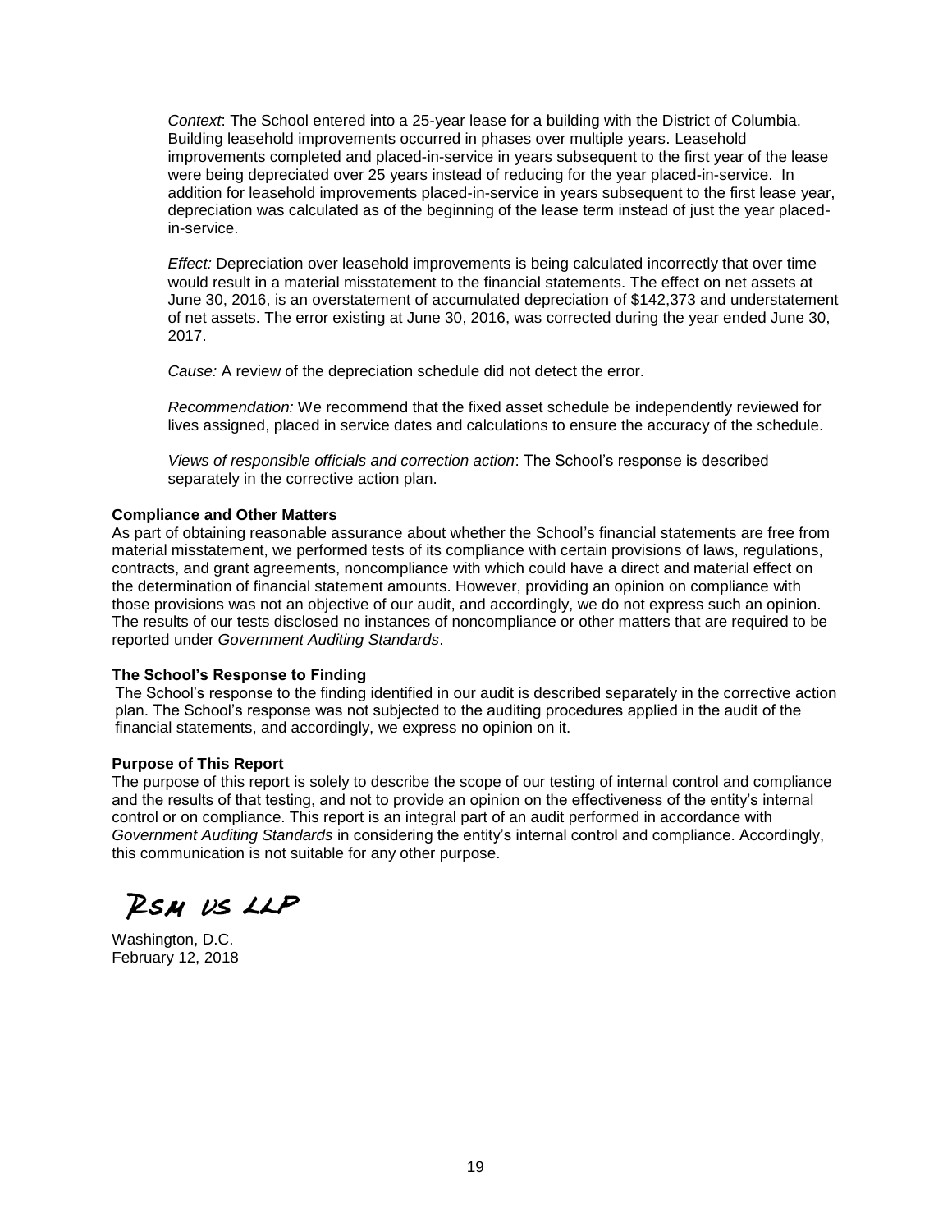*Context*: The School entered into a 25-year lease for a building with the District of Columbia. Building leasehold improvements occurred in phases over multiple years. Leasehold improvements completed and placed-in-service in years subsequent to the first year of the lease were being depreciated over 25 years instead of reducing for the year placed-in-service. In addition for leasehold improvements placed-in-service in years subsequent to the first lease year, depreciation was calculated as of the beginning of the lease term instead of just the year placed-in-service.

*Effect:* Depreciation over leasehold improvements is being calculated incorrectly that over time would result in a material misstatement to the financial statements. The effect on net assets at June 30, 2016, is an overstatement of accumulated depreciation of $142,373 and understatement of net assets. The error existing at June 30, 2016, was corrected during the year ended June 30, 2017.

*Cause:* A review of the depreciation schedule did not detect the error.

*Recommendation:* We recommend that the fixed asset schedule be independently reviewed for lives assigned, placed in service dates and calculations to ensure the accuracy of the schedule.

*Views of responsible officials and correction action*: The School's response is described separately in the corrective action plan.

**Compliance and Other Matters**

As part of obtaining reasonable assurance about whether the School's financial statements are free from material misstatement, we performed tests of its compliance with certain provisions of laws, regulations, contracts, and grant agreements, noncompliance with which could have a direct and material effect on the determination of financial statement amounts. However, providing an opinion on compliance with those provisions was not an objective of our audit, and accordingly, we do not express such an opinion. The results of our tests disclosed no instances of noncompliance or other matters that are required to be reported under *Government Auditing Standards*.

**The School's Response to Finding**

The School's response to the finding identified in our audit is described separately in the corrective action plan. The School's response was not subjected to the auditing procedures applied in the audit of the financial statements, and accordingly, we express no opinion on it.

**Purpose of This Report**

The purpose of this report is solely to describe the scope of our testing of internal control and compliance and the results of that testing, and not to provide an opinion on the effectiveness of the entity's internal control or on compliance. This report is an integral part of an audit performed in accordance with *Government Auditing Standards* in considering the entity's internal control and compliance. Accordingly, this communication is not suitable for any other purpose.

RSM US LLP

Washington, D.C.
February 12, 2018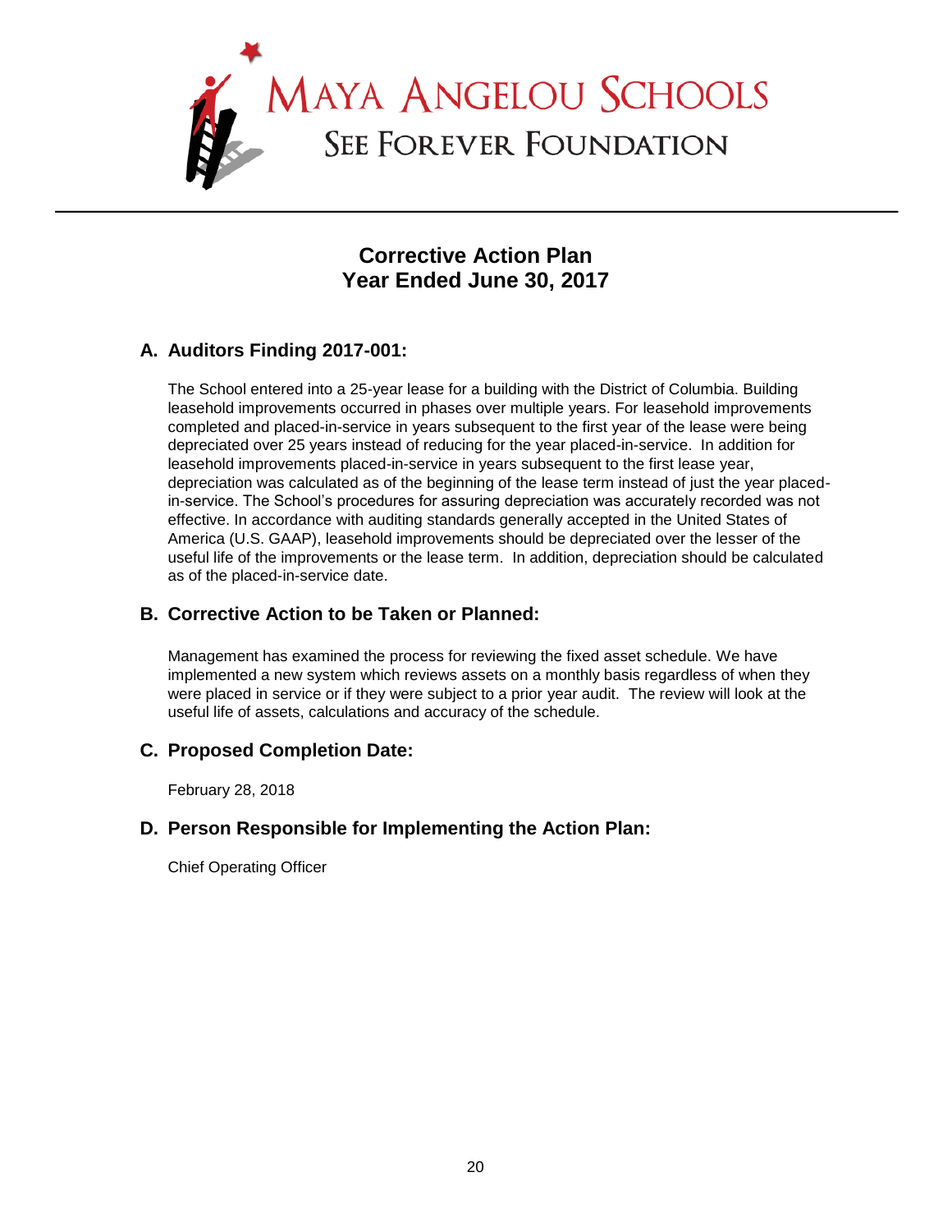# Maya Angelou Schools

## See Forever Foundation

## Corrective Action Plan
## Year Ended June 30, 2017

### A. Auditors Finding 2017-001:

The School entered into a 25-year lease for a building with the District of Columbia. Building leasehold improvements occurred in phases over multiple years. For leasehold improvements completed and placed-in-service in years subsequent to the first year of the lease were being depreciated over 25 years instead of reducing for the year placed-in-service. In addition for leasehold improvements placed-in-service in years subsequent to the first lease year, depreciation was calculated as of the beginning of the lease term instead of just the year placed-in-service. The School's procedures for assuring depreciation was accurately recorded was not effective. In accordance with auditing standards generally accepted in the United States of America (U.S. GAAP), leasehold improvements should be depreciated over the lesser of the useful life of the improvements or the lease term. In addition, depreciation should be calculated as of the placed-in-service date.

### B. Corrective Action to be Taken or Planned:

Management has examined the process for reviewing the fixed asset schedule. We have implemented a new system which reviews assets on a monthly basis regardless of when they were placed in service or if they were subject to a prior year audit. The review will look at the useful life of assets, calculations and accuracy of the schedule.

### C. Proposed Completion Date:

February 28, 2018

### D. Person Responsible for Implementing the Action Plan:

Chief Operating Officer